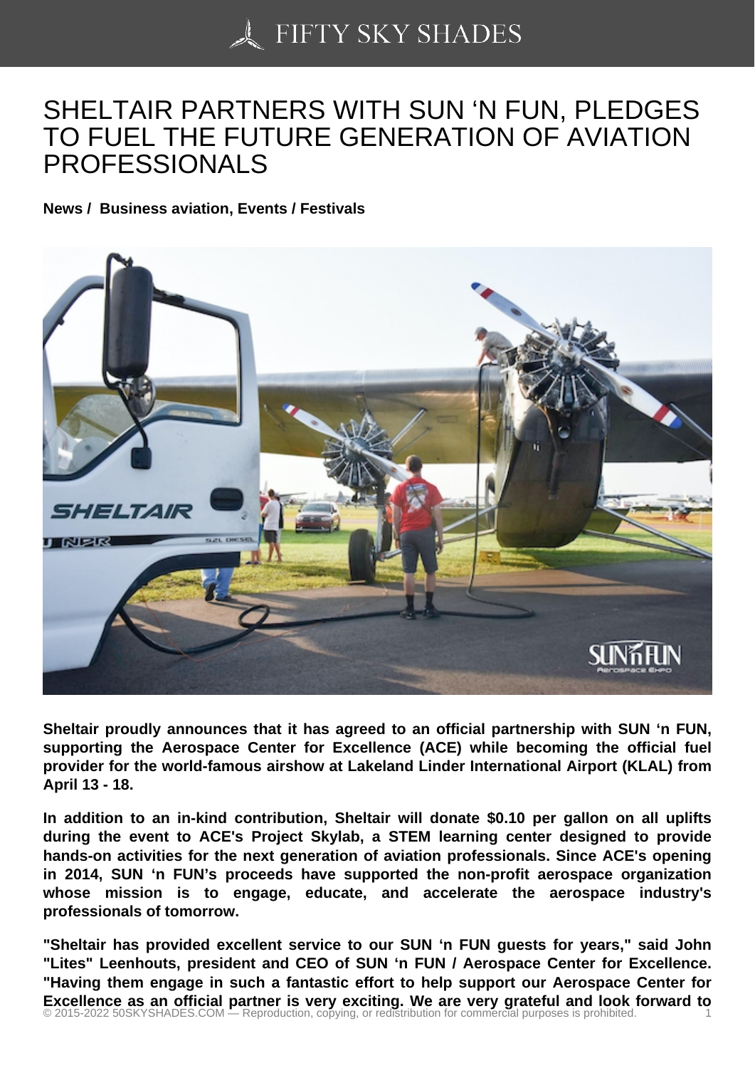# SHELTAIR PARTNERS WITH SUN 'N FUN, PLEDGES TO FUEL THE FUTURE GENERATION OF AVIATION PROFESSIONALS

**News / Business aviation, Events / Festivals**

**Sheltair proudly announces that it has agreed to an official partnership with SUN 'n FUN, supporting the Aerospace Center for Excellence (ACE) while becoming the official fuel provider for the world-famous airshow at Lakeland Linder International Airport (KLAL) from April 13 - 18.**

**In addition to an in-kind contribution, Sheltair will donate $0.10 per gallon on all uplifts during the event to ACE's Project Skylab, a STEM learning center designed to provide hands-on activities for the next generation of aviation professionals. Since ACE's opening in 2014, SUN 'n FUN's proceeds have supported the non-profit aerospace organization whose mission is to engage, educate, and accelerate the aerospace industry's professionals of tomorrow.**

**"Sheltair has provided excellent service to our SUN 'n FUN guests for years," said John "Lites" Leenhouts, president and CEO of SUN 'n FUN / Aerospace Center for Excellence. "Having them engage in such a fantastic effort to help support our Aerospace Center for Excellence as an official partner is very exciting. We are very grateful and look forward to**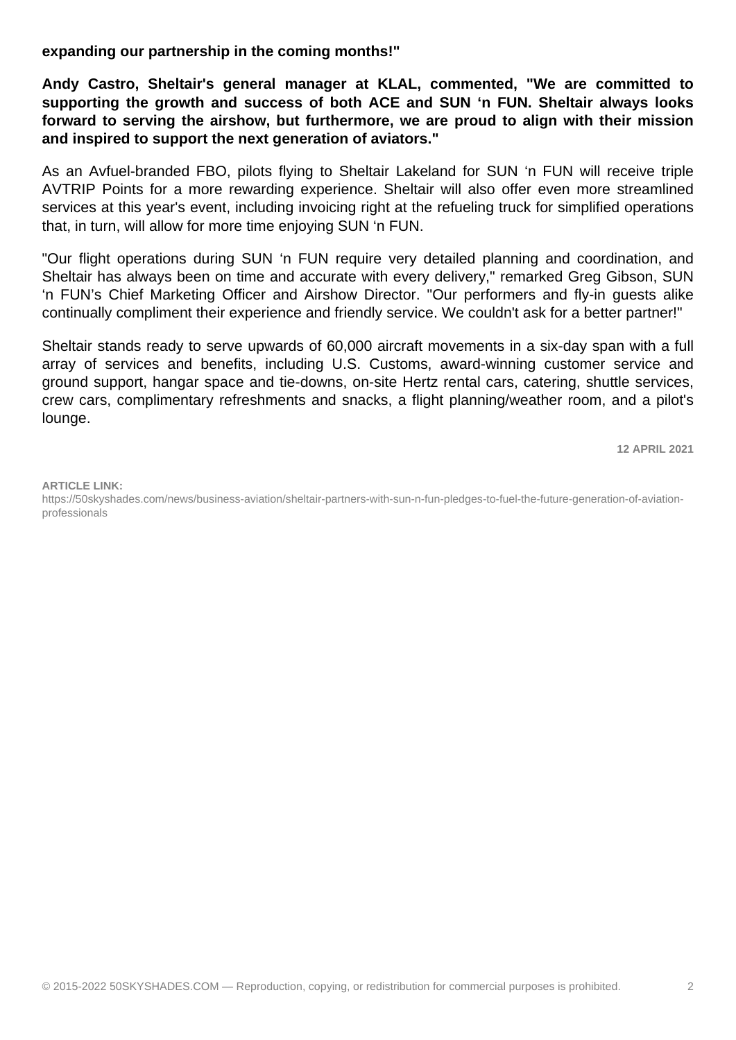**expanding our partnership in the coming months!"**

**Andy Castro, Sheltair's general manager at KLAL, commented, "We are committed to supporting the growth and success of both ACE and SUN ‘n FUN. Sheltair always looks forward to serving the airshow, but furthermore, we are proud to align with their mission and inspired to support the next generation of aviators."**

As an Avfuel-branded FBO, pilots flying to Sheltair Lakeland for SUN ‘n FUN will receive triple AVTRIP Points for a more rewarding experience. Sheltair will also offer even more streamlined services at this year's event, including invoicing right at the refueling truck for simplified operations that, in turn, will allow for more time enjoying SUN ‘n FUN.

"Our flight operations during SUN ‘n FUN require very detailed planning and coordination, and Sheltair has always been on time and accurate with every delivery," remarked Greg Gibson, SUN ‘n FUN’s Chief Marketing Officer and Airshow Director. "Our performers and fly-in guests alike continually compliment their experience and friendly service. We couldn't ask for a better partner!"

Sheltair stands ready to serve upwards of 60,000 aircraft movements in a six-day span with a full array of services and benefits, including U.S. Customs, award-winning customer service and ground support, hangar space and tie-downs, on-site Hertz rental cars, catering, shuttle services, crew cars, complimentary refreshments and snacks, a flight planning/weather room, and a pilot's lounge.

**12 APRIL 2021**

**ARTICLE LINK:**
https://50skyshades.com/news/business-aviation/sheltair-partners-with-sun-n-fun-pledges-to-fuel-the-future-generation-of-aviation-professionals